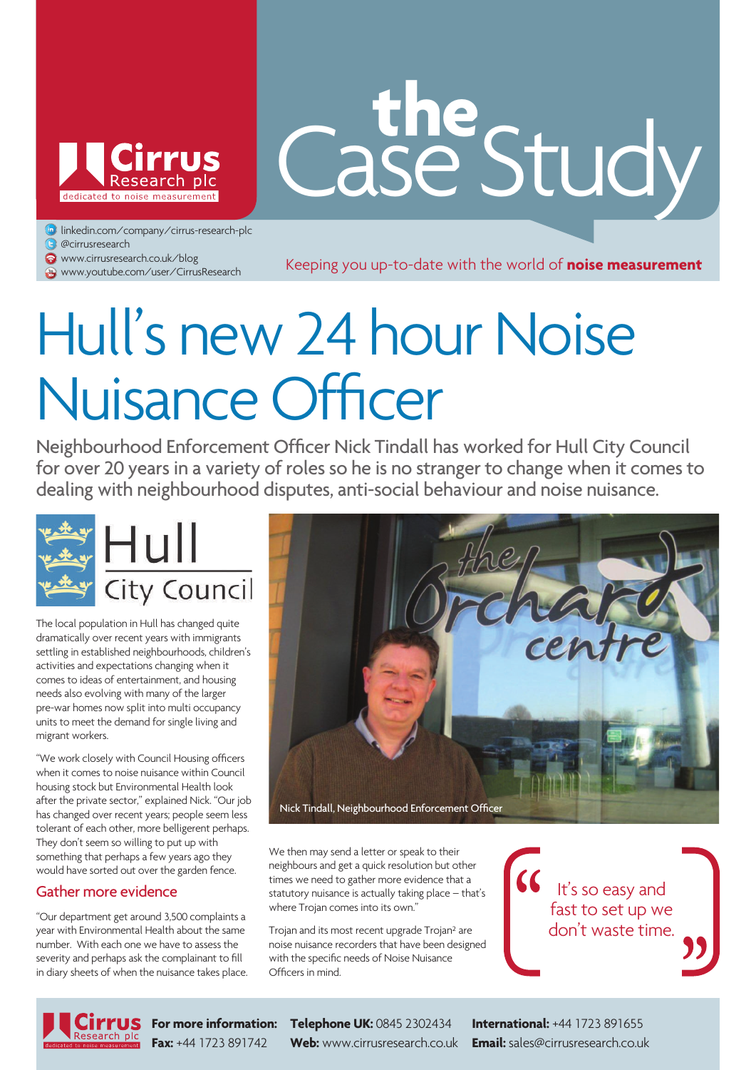Cirrus Research plc
dedicated to noise measurement

# the Case Study

linkedin.com/company/cirrus-research-plc
@cirrusresearch
www.cirrusresearch.co.uk/blog
www.youtube.com/user/CirrusResearch

Keeping you up-to-date with the world of **noise measurement**

# Hull's new 24 hour Noise Nuisance Officer

Neighbourhood Enforcement Officer Nick Tindall has worked for Hull City Council for over 20 years in a variety of roles so he is no stranger to change when it comes to dealing with neighbourhood disputes, anti-social behaviour and noise nuisance.

Hull City Council

The local population in Hull has changed quite dramatically over recent years with immigrants settling in established neighbourhoods, children's activities and expectations changing when it comes to ideas of entertainment, and housing needs also evolving with many of the larger pre-war homes now split into multi occupancy units to meet the demand for single living and migrant workers.

"We work closely with Council Housing officers when it comes to noise nuisance within Council housing stock but Environmental Health look after the private sector," explained Nick. "Our job has changed over recent years; people seem less tolerant of each other, more belligerent perhaps. They don't seem so willing to put up with something that perhaps a few years ago they would have sorted out over the garden fence.

## Gather more evidence

"Our department get around 3,500 complaints a year with Environmental Health about the same number. With each one we have to assess the severity and perhaps ask the complainant to fill in diary sheets of when the nuisance takes place.

Nick Tindall, Neighbourhood Enforcement Officer

We then may send a letter or speak to their neighbours and get a quick resolution but other times we need to gather more evidence that a statutory nuisance is actually taking place – that's where Trojan comes into its own."

Trojan and its most recent upgrade Trojan² are noise nuisance recorders that have been designed with the specific needs of Noise Nuisance Officers in mind.

> "It's so easy and fast to set up we don't waste time."

**For more information:** **Telephone UK:** 0845 2302434 **International:** +44 1723 891655
**Fax:** +44 1723 891742 **Web:** www.cirrusresearch.co.uk **Email:** sales@cirrusresearch.co.uk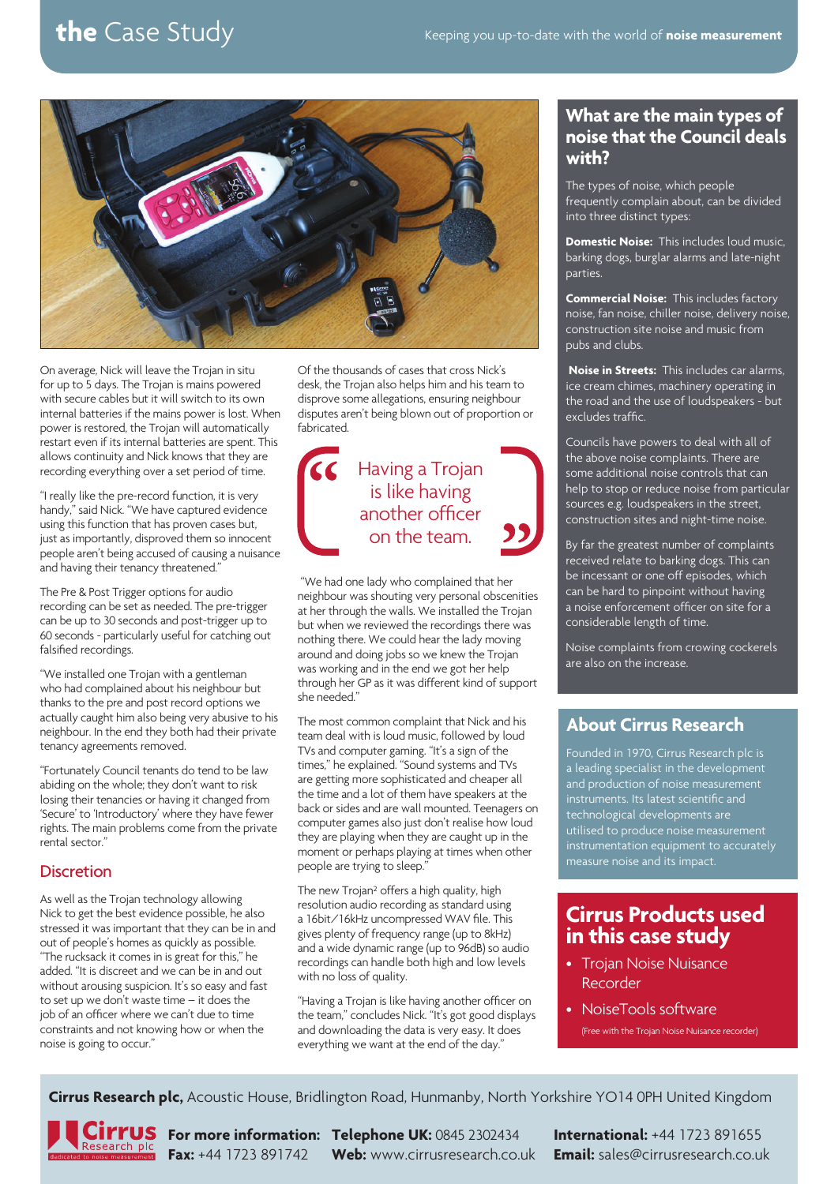On average, Nick will leave the Trojan in situ for up to 5 days. The Trojan is mains powered with secure cables but it will switch to its own internal batteries if the mains power is lost. When power is restored, the Trojan will automatically restart even if its internal batteries are spent. This allows continuity and Nick knows that they are recording everything over a set period of time.

"I really like the pre-record function, it is very handy," said Nick. "We have captured evidence using this function that has proven cases but, just as importantly, disproved them so innocent people aren't being accused of causing a nuisance and having their tenancy threatened."

The Pre & Post Trigger options for audio recording can be set as needed. The pre-trigger can be up to 30 seconds and post-trigger up to 60 seconds - particularly useful for catching out falsified recordings.

"We installed one Trojan with a gentleman who had complained about his neighbour but thanks to the pre and post record options we actually caught him also being very abusive to his neighbour. In the end they both had their private tenancy agreements removed."

"Fortunately Council tenants do tend to be law abiding on the whole; they don't want to risk losing their tenancies or having it changed from 'Secure' to 'Introductory' where they have fewer rights. The main problems come from the private rental sector."

## Discretion

As well as the Trojan technology allowing Nick to get the best evidence possible, he also stressed it was important that they can be in and out of people's homes as quickly as possible. "The rucksack it comes in is great for this," he added. "It is discreet and we can be in and out without arousing suspicion. It's so easy and fast to set up we don't waste time – it does the job of an officer where we can't due to time constraints and not knowing how or when the noise is going to occur."

Of the thousands of cases that cross Nick's desk, the Trojan also helps him and his team to disprove some allegations, ensuring neighbour disputes aren't being blown out of proportion or fabricated.

> "Having a Trojan is like having another officer on the team."

"We had one lady who complained that her neighbour was shouting very personal obscenities at her through the walls. We installed the Trojan but when we reviewed the recordings there was nothing there. We could hear the lady moving around and doing jobs so we knew the Trojan was working and in the end we got her help through her GP as it was different kind of support she needed."

The most common complaint that Nick and his team deal with is loud music, followed by loud TVs and computer gaming. "It's a sign of the times," he explained. "Sound systems and TVs are getting more sophisticated and cheaper all the time and a lot of them have speakers at the back or sides and are wall mounted. Teenagers on computer games also just don't realise how loud they are playing when they are caught up in the moment or perhaps playing at times when other people are trying to sleep."

The new Trojan² offers a high quality, high resolution audio recording as standard using a 16bit/16kHz uncompressed WAV file. This gives plenty of frequency range (up to 8kHz) and a wide dynamic range (up to 96dB) so audio recordings can handle both high and low levels with no loss of quality.

"Having a Trojan is like having another officer on the team," concludes Nick. "It's got good displays and downloading the data is very easy. It does everything we want at the end of the day."

## What are the main types of noise that the Council deals with?

The types of noise, which people frequently complain about, can be divided into three distinct types:

**Domestic Noise:** This includes loud music, barking dogs, burglar alarms and late-night parties.

**Commercial Noise:** This includes factory noise, fan noise, chiller noise, delivery noise, construction site noise and music from pubs and clubs.

**Noise in Streets:** This includes car alarms, ice cream chimes, machinery operating in the road and the use of loudspeakers - but excludes traffic.

Councils have powers to deal with all of the above noise complaints. There are some additional noise controls that can help to stop or reduce noise from particular sources e.g. loudspeakers in the street, construction sites and night-time noise.

By far the greatest number of complaints received relate to barking dogs. This can be incessant or one off episodes, which can be hard to pinpoint without having a noise enforcement officer on site for a considerable length of time.

Noise complaints from crowing cockerels are also on the increase.

## About Cirrus Research

Founded in 1970, Cirrus Research plc is a leading specialist in the development and production of noise measurement instruments. Its latest scientific and technological developments are utilised to produce noise measurement instrumentation equipment to accurately measure noise and its impact.

## Cirrus Products used in this case study

- Trojan Noise Nuisance Recorder
- NoiseTools software (Free with the Trojan Noise Nuisance recorder)

**Cirrus Research plc,** Acoustic House, Bridlington Road, Hunmanby, North Yorkshire YO14 0PH United Kingdom

**For more information:** **Telephone UK:** 0845 2302434 **International:** +44 1723 891655
**Fax:** +44 1723 891742 **Web:** www.cirrusresearch.co.uk **Email:** sales@cirrusresearch.co.uk